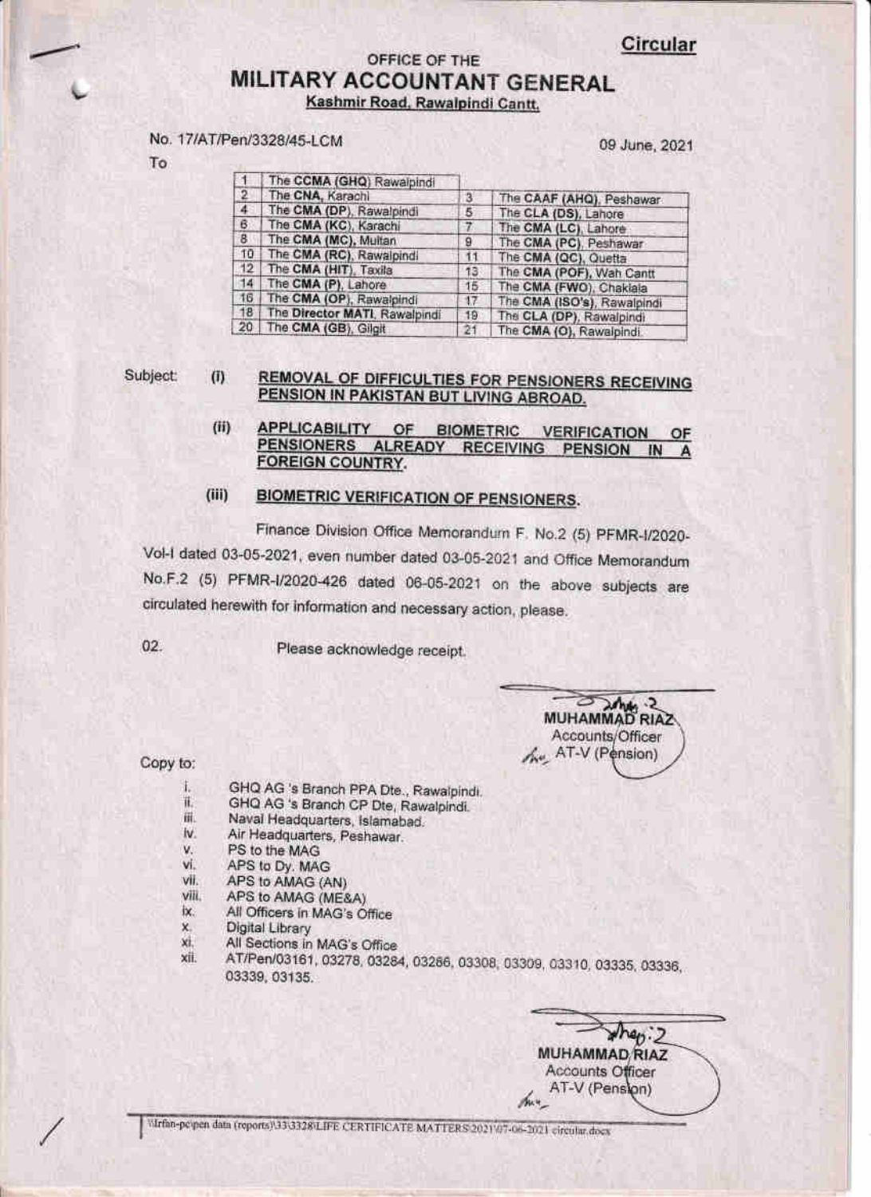**Circular**

OFFICE OF THE

# MILITARY ACCOUNTANT GENERAL

Kashmir Road, Rawalpindi Cantt.

No. 17/AT/Pen/3328/45-LCM

09 June, 2021

To

| | | | |
|---|---|---|---|
| 1 | The **CCMA (GHQ)** Rawalpindi | | |
| 2 | The **CNA**, Karachi | 3 | The **CAAF (AHQ)**, Peshawar |
| 4 | The **CMA (DP)**, Rawalpindi | 5 | The **CLA (DS)**, Lahore |
| 6 | The **CMA (KC)**, Karachi | 7 | The **CMA (LC)**, Lahore |
| 8 | The **CMA (MC)**, Multan | 9 | The **CMA (PC)**, Peshawar |
| 10 | The **CMA (RC)**, Rawalpindi | 11 | The **CMA (QC)**, Quetta |
| 12 | The **CMA (HIT)**, Taxila | 13 | The **CMA (POF)**, Wah Cantt |
| 14 | The **CMA (P)**, Lahore | 15 | The **CMA (FWO)**, Chaklala |
| 16 | The **CMA (OP)**, Rawalpindi | 17 | The **CMA (ISO's)**, Rawalpindi |
| 18 | The **Director MATI**, Rawalpindi | 19 | The **CLA (DP)**, Rawalpindi |
| 20 | The **CMA (GB)**, Gilgit | 21 | The **CMA (O)**, Rawalpindi. |

Subject: (i) **REMOVAL OF DIFFICULTIES FOR PENSIONERS RECEIVING PENSION IN PAKISTAN BUT LIVING ABROAD.**

(ii) **APPLICABILITY OF BIOMETRIC VERIFICATION OF PENSIONERS ALREADY RECEIVING PENSION IN A FOREIGN COUNTRY.**

(iii) **BIOMETRIC VERIFICATION OF PENSIONERS.**

Finance Division Office Memorandum F. No.2 (5) PFMR-I/2020-Vol-I dated 03-05-2021, even number dated 03-05-2021 and Office Memorandum No.F.2 (5) PFMR-I/2020-426 dated 06-05-2021 on the above subjects are circulated herewith for information and necessary action, please.

02. Please acknowledge receipt.

**MUHAMMAD RIAZ**
Accounts Officer
AT-V (Pension)

Copy to:

i. GHQ AG 's Branch PPA Dte., Rawalpindi.
ii. GHQ AG 's Branch CP Dte, Rawalpindi.
iii. Naval Headquarters, Islamabad.
iv. Air Headquarters, Peshawar.
v. PS to the MAG
vi. APS to Dy. MAG
vii. APS to AMAG (AN)
viii. APS to AMAG (ME&A)
ix. All Officers in MAG's Office
x. Digital Library
xi. All Sections in MAG's Office
xii. AT/Pen/03161, 03278, 03284, 03286, 03308, 03309, 03310, 03335, 03336, 03339, 03135.

**MUHAMMAD RIAZ**
Accounts Officer
AT-V (Pension)

\\Irfan-pc\pen data (reports)\33\3328\LIFE CERTIFICATE MATTERS\2021\07-06-2021 circular.docx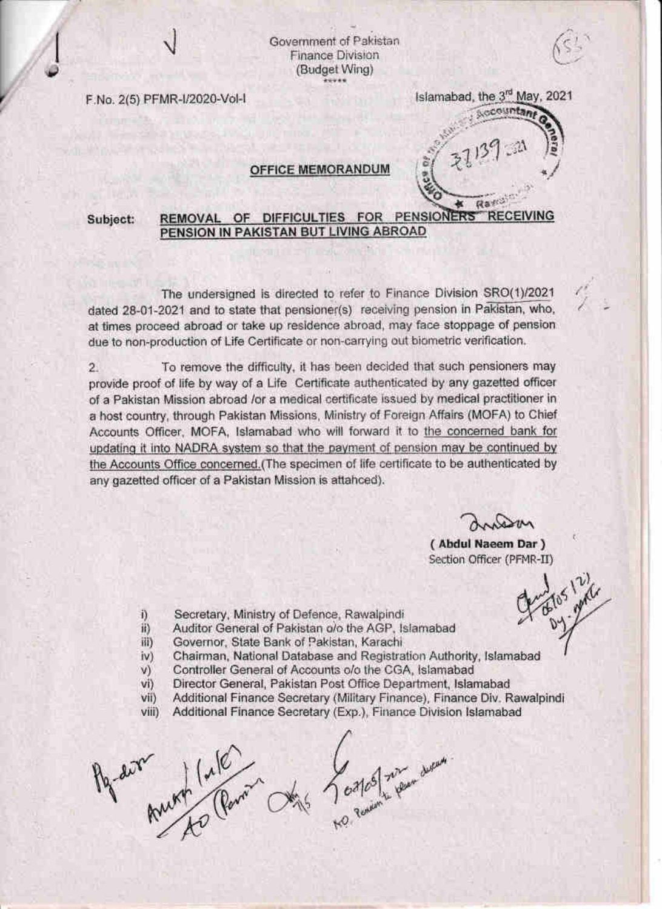Government of Pakistan
Finance Division
(Budget Wing)

F.No. 2(5) PFMR-I/2020-Vol-I

Islamabad, the 3rd May, 2021

**OFFICE MEMORANDUM**

**Subject: REMOVAL OF DIFFICULTIES FOR PENSIONERS RECEIVING PENSION IN PAKISTAN BUT LIVING ABROAD**

The undersigned is directed to refer to Finance Division SRO(1)/2021 dated 28-01-2021 and to state that pensioner(s) receiving pension in Pakistan, who, at times proceed abroad or take up residence abroad, may face stoppage of pension due to non-production of Life Certificate or non-carrying out biometric verification.

2. To remove the difficulty, it has been decided that such pensioners may provide proof of life by way of a Life Certificate authenticated by any gazetted officer of a Pakistan Mission abroad /or a medical certificate issued by medical practitioner in a host country, through Pakistan Missions, Ministry of Foreign Affairs (MOFA) to Chief Accounts Officer, MOFA, Islamabad who will forward it to the concerned bank for updating it into NADRA system so that the payment of pension may be continued by the Accounts Office concerned.(The specimen of life certificate to be authenticated by any gazetted officer of a Pakistan Mission is attahced).

( Abdul Naeem Dar )
Section Officer (PFMR-II)

i) Secretary, Ministry of Defence, Rawalpindi
ii) Auditor General of Pakistan o/o the AGP, Islamabad
iii) Governor, State Bank of Pakistan, Karachi
iv) Chairman, National Database and Registration Authority, Islamabad
v) Controller General of Accounts o/o the CGA, Islamabad
vi) Director General, Pakistan Post Office Department, Islamabad
vii) Additional Finance Secretary (Military Finance), Finance Div. Rawalpindi
viii) Additional Finance Secretary (Exp.), Finance Division Islamabad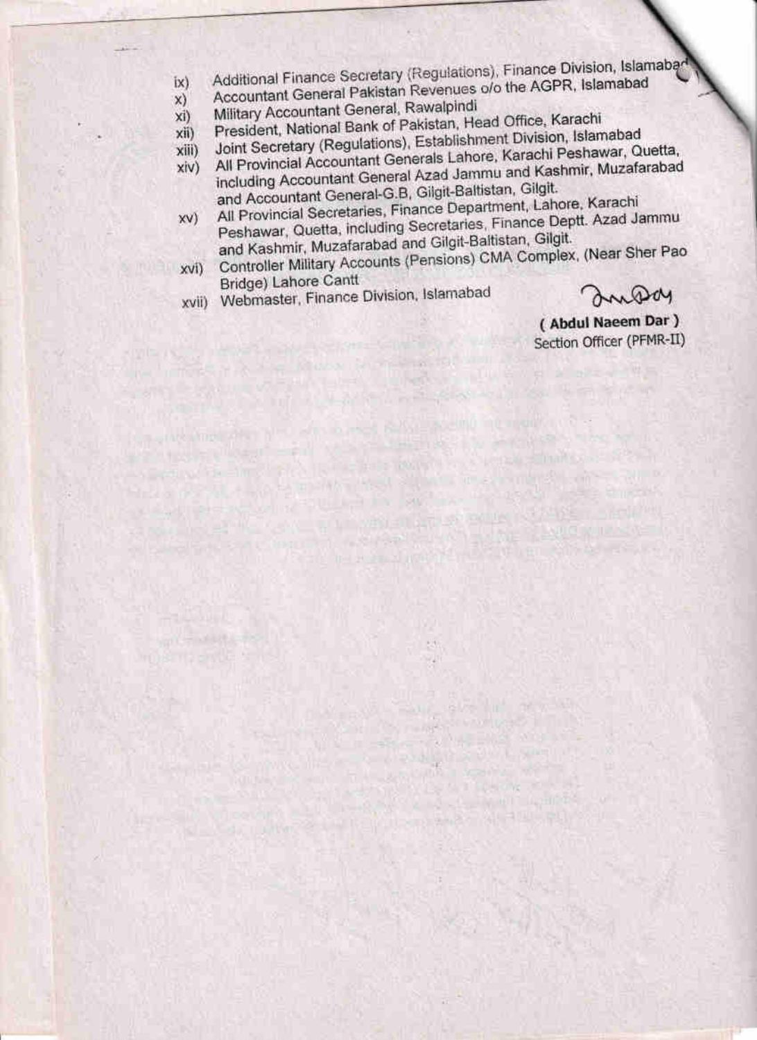ix) Additional Finance Secretary (Regulations), Finance Division, Islamabad
x) Accountant General Pakistan Revenues o/o the AGPR, Islamabad
xi) Military Accountant General, Rawalpindi
xii) President, National Bank of Pakistan, Head Office, Karachi
xiii) Joint Secretary (Regulations), Establishment Division, Islamabad
xiv) All Provincial Accountant Generals Lahore, Karachi Peshawar, Quetta, including Accountant General Azad Jammu and Kashmir, Muzafarabad and Accountant General-G.B, Gilgit-Baltistan, Gilgit.
xv) All Provincial Secretaries, Finance Department, Lahore, Karachi Peshawar, Quetta, including Secretaries, Finance Deptt. Azad Jammu and Kashmir, Muzafarabad and Gilgit-Baltistan, Gilgit.
xvi) Controller Military Accounts (Pensions) CMA Complex, (Near Sher Pao Bridge) Lahore Cantt
xvii) Webmaster, Finance Division, Islamabad

**( Abdul Naeem Dar )**
Section Officer (PFMR-II)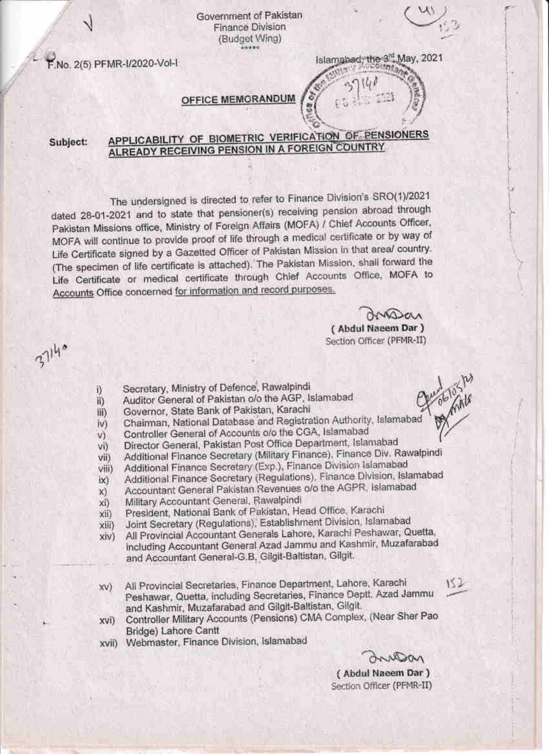Government of Pakistan
Finance Division
(Budget Wing)

F.No. 2(5) PFMR-I/2020-Vol-I

Islamabad, the 3rd May, 2021

## OFFICE MEMORANDUM

**Subject: APPLICABILITY OF BIOMETRIC VERIFICATION OF PENSIONERS ALREADY RECEIVING PENSION IN A FOREIGN COUNTRY**

The undersigned is directed to refer to Finance Division's SRO(1)/2021 dated 28-01-2021 and to state that pensioner(s) receiving pension abroad through Pakistan Missions office, Ministry of Foreign Affairs (MOFA) / Chief Accounts Officer, MOFA will continue to provide proof of life through a medical certificate or by way of Life Certificate signed by a Gazetted Officer of Pakistan Mission in that area/ country. (The specimen of life certificate is attached). The Pakistan Mission, shall forward the Life Certificate or medical certificate through Chief Accounts Office, MOFA to Accounts Office concerned for information and record purposes.

( Abdul Naeem Dar )
Section Officer (PFMR-II)

i) Secretary, Ministry of Defence, Rawalpindi
ii) Auditor General of Pakistan o/o the AGP, Islamabad
iii) Governor, State Bank of Pakistan, Karachi
iv) Chairman, National Database and Registration Authority, Islamabad
v) Controller General of Accounts o/o the CGA, Islamabad
vi) Director General, Pakistan Post Office Department, Islamabad
vii) Additional Finance Secretary (Military Finance), Finance Div. Rawalpindi
viii) Additional Finance Secretary (Exp.), Finance Division Islamabad
ix) Additional Finance Secretary (Regulations), Finance Division, Islamabad
x) Accountant General Pakistan Revenues o/o the AGPR, Islamabad
xi) Military Accountant General, Rawalpindi
xii) President, National Bank of Pakistan, Head Office, Karachi
xiii) Joint Secretary (Regulations), Establishment Division, Islamabad
xiv) All Provincial Accountant Generals Lahore, Karachi Peshawar, Quetta, including Accountant General Azad Jammu and Kashmir, Muzafarabad and Accountant General-G.B, Gilgit-Baltistan, Gilgit.
xv) All Provincial Secretaries, Finance Department, Lahore, Karachi Peshawar, Quetta, including Secretaries, Finance Deptt. Azad Jammu and Kashmir, Muzafarabad and Gilgit-Baltistan, Gilgit.
xvi) Controller Military Accounts (Pensions) CMA Complex, (Near Sher Pao Bridge) Lahore Cantt
xvii) Webmaster, Finance Division, Islamabad

( Abdul Naeem Dar )
Section Officer (PFMR-II)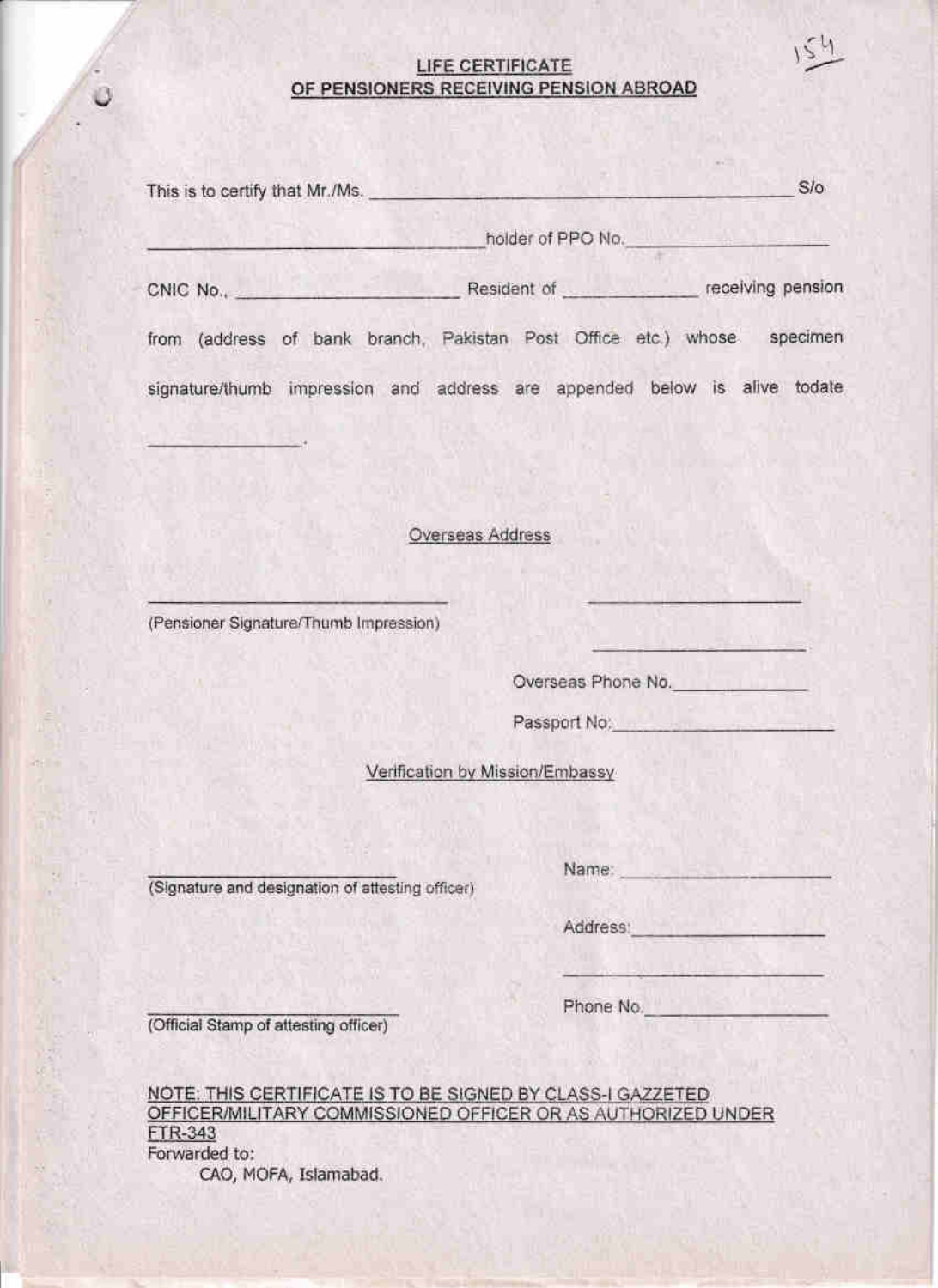## LIFE CERTIFICATE
## OF PENSIONERS RECEIVING PENSION ABROAD

This is to certify that Mr./Ms. ______________________________ S/o ______________________________ holder of PPO No. ____________________ CNIC No., ____________________ Resident of ______________ receiving pension from (address of bank branch, Pakistan Post Office etc.) whose specimen signature/thumb impression and address are appended below is alive todate ______________.

Overseas Address

______________________________
(Pensioner Signature/Thumb Impression)

______________________

______________________

Overseas Phone No. ______________

Passport No: ____________________

Verification by Mission/Embassy

______________________________
(Signature and designation of attesting officer)

Name: ____________________

Address: ____________________

______________________

______________________________
(Official Stamp of attesting officer)

Phone No. ____________________

NOTE: THIS CERTIFICATE IS TO BE SIGNED BY CLASS-I GAZZETED OFFICER/MILITARY COMMISSIONED OFFICER OR AS AUTHORIZED UNDER FTR-343

Forwarded to:
CAO, MOFA, Islamabad.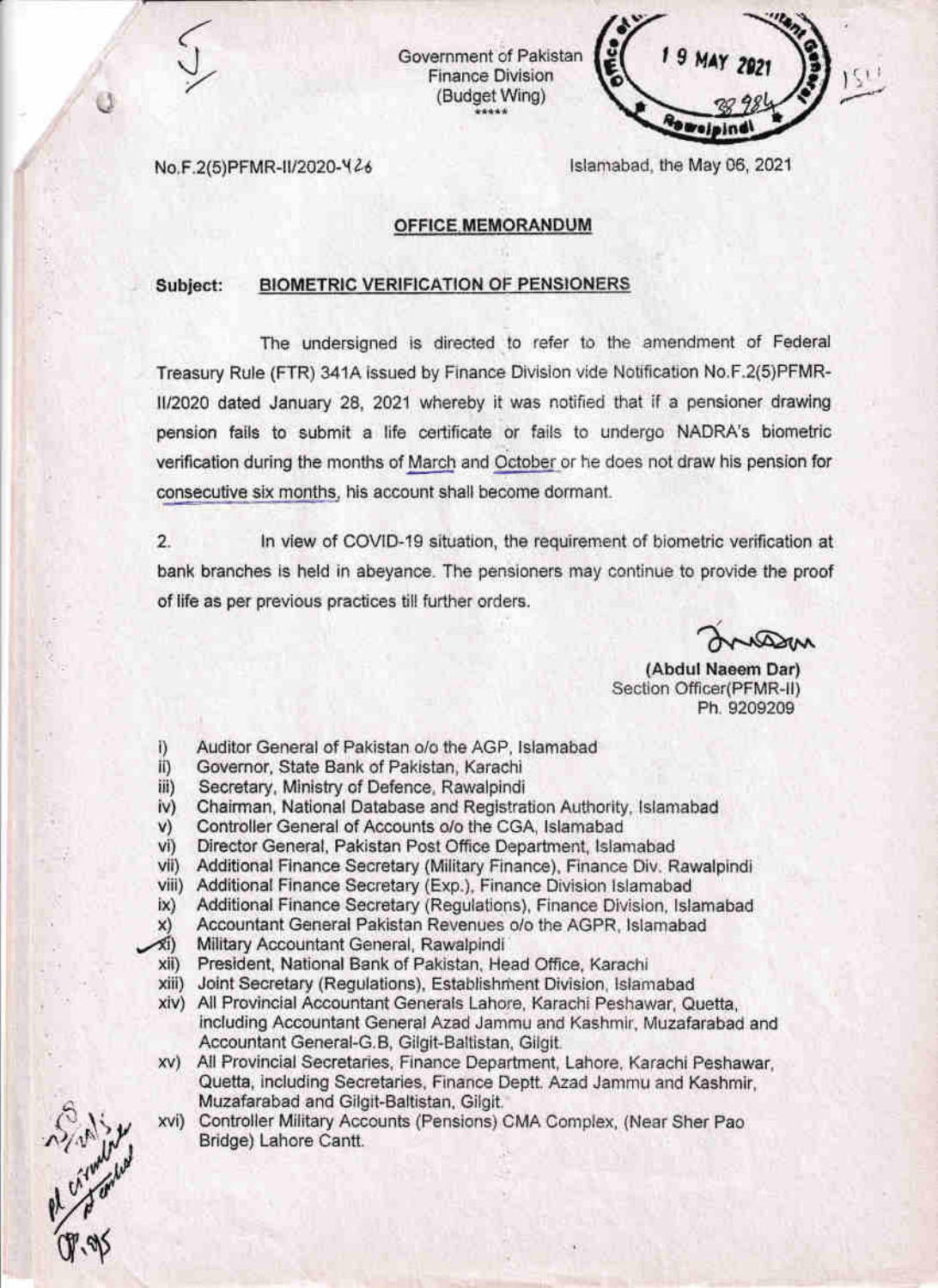Government of Pakistan
Finance Division
(Budget Wing)

No.F.2(5)PFMR-II/2020-426

Islamabad, the May 06, 2021

## OFFICE MEMORANDUM

**Subject: BIOMETRIC VERIFICATION OF PENSIONERS**

The undersigned is directed to refer to the amendment of Federal Treasury Rule (FTR) 341A issued by Finance Division vide Notification No.F.2(5)PFMR-II/2020 dated January 28, 2021 whereby it was notified that if a pensioner drawing pension fails to submit a life certificate or fails to undergo NADRA's biometric verification during the months of March and October or he does not draw his pension for consecutive six months, his account shall become dormant.

2. In view of COVID-19 situation, the requirement of biometric verification at bank branches is held in abeyance. The pensioners may continue to provide the proof of life as per previous practices till further orders.

**(Abdul Naeem Dar)**
Section Officer(PFMR-II)
Ph. 9209209

i) Auditor General of Pakistan o/o the AGP, Islamabad
ii) Governor, State Bank of Pakistan, Karachi
iii) Secretary, Ministry of Defence, Rawalpindi
iv) Chairman, National Database and Registration Authority, Islamabad
v) Controller General of Accounts o/o the CGA, Islamabad
vi) Director General, Pakistan Post Office Department, Islamabad
vii) Additional Finance Secretary (Military Finance), Finance Div. Rawalpindi
viii) Additional Finance Secretary (Exp.), Finance Division Islamabad
ix) Additional Finance Secretary (Regulations), Finance Division, Islamabad
x) Accountant General Pakistan Revenues o/o the AGPR, Islamabad
xi) Military Accountant General, Rawalpindi
xii) President, National Bank of Pakistan, Head Office, Karachi
xiii) Joint Secretary (Regulations), Establishment Division, Islamabad
xiv) All Provincial Accountant Generals Lahore, Karachi Peshawar, Quetta, including Accountant General Azad Jammu and Kashmir, Muzafarabad and Accountant General-G.B, Gilgit-Baltistan, Gilgit.
xv) All Provincial Secretaries, Finance Department, Lahore, Karachi Peshawar, Quetta, including Secretaries, Finance Deptt. Azad Jammu and Kashmir, Muzafarabad and Gilgit-Baltistan, Gilgit.
xvi) Controller Military Accounts (Pensions) CMA Complex, (Near Sher Pao Bridge) Lahore Cantt.